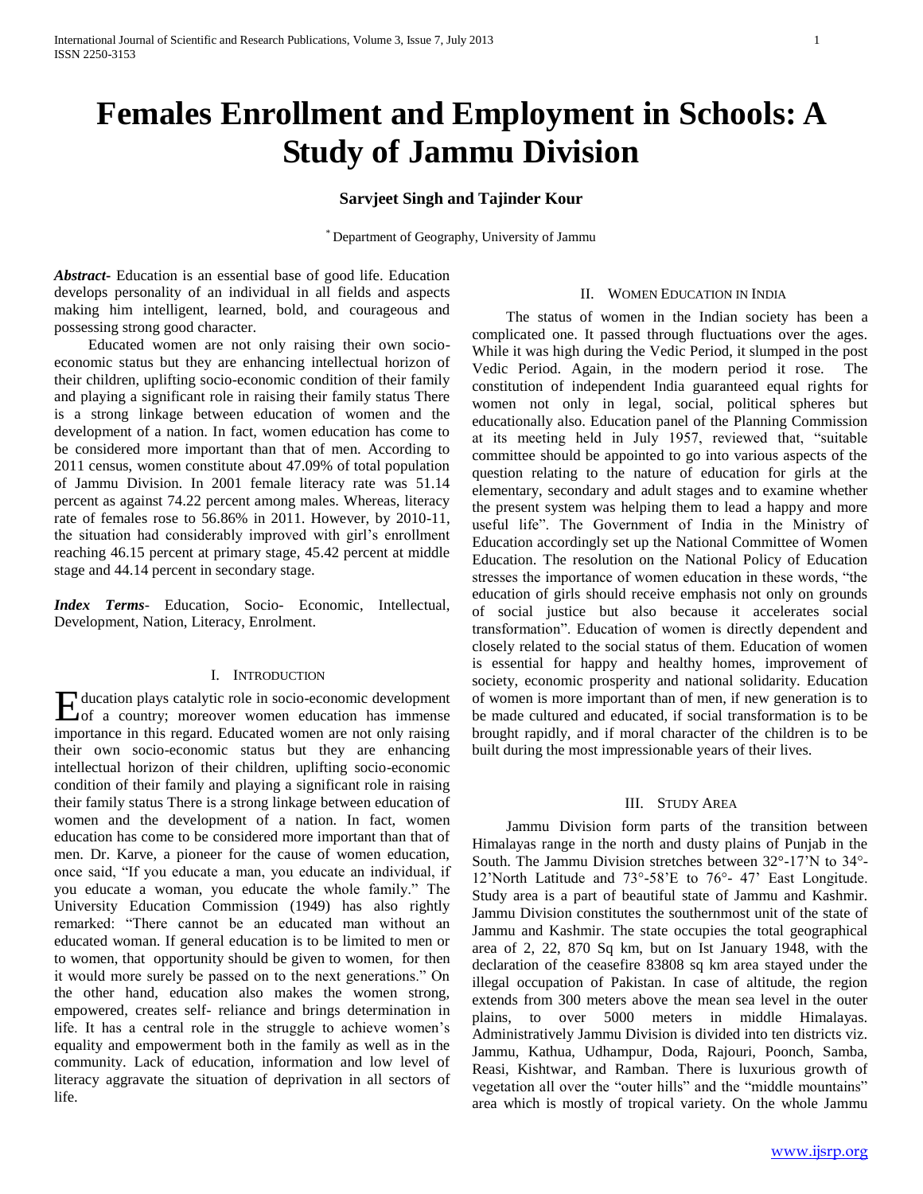# Females Enrollment and Employment in Schools: A Study of Jammu Division

**Sarvjeet Singh and Tajinder Kour**

[*] Department of Geography, University of Jammu

***Abstract***- Education is an essential base of good life. Education develops personality of an individual in all fields and aspects making him intelligent, learned, bold, and courageous and possessing strong good character.

Educated women are not only raising their own socio-economic status but they are enhancing intellectual horizon of their children, uplifting socio-economic condition of their family and playing a significant role in raising their family status There is a strong linkage between education of women and the development of a nation. In fact, women education has come to be considered more important than that of men. According to 2011 census, women constitute about 47.09% of total population of Jammu Division. In 2001 female literacy rate was 51.14 percent as against 74.22 percent among males. Whereas, literacy rate of females rose to 56.86% in 2011. However, by 2010-11, the situation had considerably improved with girl's enrollment reaching 46.15 percent at primary stage, 45.42 percent at middle stage and 44.14 percent in secondary stage.

***Index Terms***- Education, Socio- Economic, Intellectual, Development, Nation, Literacy, Enrolment.

## I. Introduction

Education plays catalytic role in socio-economic development of a country; moreover women education has immense importance in this regard. Educated women are not only raising their own socio-economic status but they are enhancing intellectual horizon of their children, uplifting socio-economic condition of their family and playing a significant role in raising their family status There is a strong linkage between education of women and the development of a nation. In fact, women education has come to be considered more important than that of men. Dr. Karve, a pioneer for the cause of women education, once said, "If you educate a man, you educate an individual, if you educate a woman, you educate the whole family." The University Education Commission (1949) has also rightly remarked: "There cannot be an educated man without an educated woman. If general education is to be limited to men or to women, that opportunity should be given to women, for then it would more surely be passed on to the next generations." On the other hand, education also makes the women strong, empowered, creates self- reliance and brings determination in life. It has a central role in the struggle to achieve women's equality and empowerment both in the family as well as in the community. Lack of education, information and low level of literacy aggravate the situation of deprivation in all sectors of life.

## II. Women Education in India

The status of women in the Indian society has been a complicated one. It passed through fluctuations over the ages. While it was high during the Vedic Period, it slumped in the post Vedic Period. Again, in the modern period it rose. The constitution of independent India guaranteed equal rights for women not only in legal, social, political spheres but educationally also. Education panel of the Planning Commission at its meeting held in July 1957, reviewed that, "suitable committee should be appointed to go into various aspects of the question relating to the nature of education for girls at the elementary, secondary and adult stages and to examine whether the present system was helping them to lead a happy and more useful life". The Government of India in the Ministry of Education accordingly set up the National Committee of Women Education. The resolution on the National Policy of Education stresses the importance of women education in these words, "the education of girls should receive emphasis not only on grounds of social justice but also because it accelerates social transformation". Education of women is directly dependent and closely related to the social status of them. Education of women is essential for happy and healthy homes, improvement of society, economic prosperity and national solidarity. Education of women is more important than of men, if new generation is to be made cultured and educated, if social transformation is to be brought rapidly, and if moral character of the children is to be built during the most impressionable years of their lives.

## III. Study Area

Jammu Division form parts of the transition between Himalayas range in the north and dusty plains of Punjab in the South. The Jammu Division stretches between 32°-17'N to 34°-12'North Latitude and 73°-58'E to 76°- 47' East Longitude. Study area is a part of beautiful state of Jammu and Kashmir. Jammu Division constitutes the southernmost unit of the state of Jammu and Kashmir. The state occupies the total geographical area of 2, 22, 870 Sq km, but on Ist January 1948, with the declaration of the ceasefire 83808 sq km area stayed under the illegal occupation of Pakistan. In case of altitude, the region extends from 300 meters above the mean sea level in the outer plains, to over 5000 meters in middle Himalayas. Administratively Jammu Division is divided into ten districts viz. Jammu, Kathua, Udhampur, Doda, Rajouri, Poonch, Samba, Reasi, Kishtwar, and Ramban. There is luxurious growth of vegetation all over the "outer hills" and the "middle mountains" area which is mostly of tropical variety. On the whole Jammu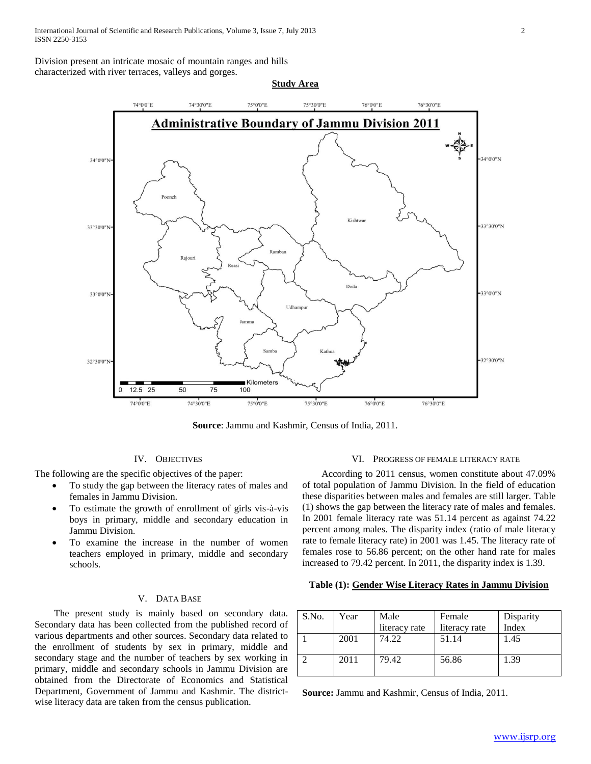Division present an intricate mosaic of mountain ranges and hills characterized with river terraces, valleys and gorges.

**Study Area**

**Source**: Jammu and Kashmir, Census of India, 2011.

## IV. Objectives

The following are the specific objectives of the paper:

- To study the gap between the literacy rates of males and females in Jammu Division.
- To estimate the growth of enrollment of girls vis-à-vis boys in primary, middle and secondary education in Jammu Division.
- To examine the increase in the number of women teachers employed in primary, middle and secondary schools.

## V. Data Base

The present study is mainly based on secondary data. Secondary data has been collected from the published record of various departments and other sources. Secondary data related to the enrollment of students by sex in primary, middle and secondary stage and the number of teachers by sex working in primary, middle and secondary schools in Jammu Division are obtained from the Directorate of Economics and Statistical Department, Government of Jammu and Kashmir. The district-wise literacy data are taken from the census publication.

## VI. Progress of Female Literacy Rate

According to 2011 census, women constitute about 47.09% of total population of Jammu Division. In the field of education these disparities between males and females are still larger. Table (1) shows the gap between the literacy rate of males and females. In 2001 female literacy rate was 51.14 percent as against 74.22 percent among males. The disparity index (ratio of male literacy rate to female literacy rate) in 2001 was 1.45. The literacy rate of females rose to 56.86 percent; on the other hand rate for males increased to 79.42 percent. In 2011, the disparity index is 1.39.

**Table (1): Gender Wise Literacy Rates in Jammu Division**

| S.No. | Year | Male literacy rate | Female literacy rate | Disparity Index |
|---|---|---|---|---|
| 1 | 2001 | 74.22 | 51.14 | 1.45 |
| 2 | 2011 | 79.42 | 56.86 | 1.39 |

**Source:** Jammu and Kashmir, Census of India, 2011.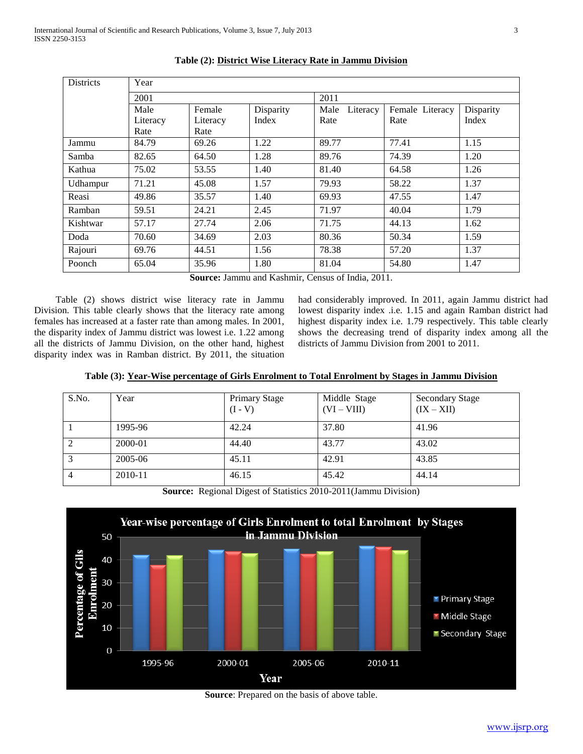**Table (2): District Wise Literacy Rate in Jammu Division**

| Districts | Year | | | | | |
|---|---|---|---|---|---|---|
| | 2001 | | | 2011 | | |
| | Male Literacy Rate | Female Literacy Rate | Disparity Index | Male Literacy Rate | Female Literacy Rate | Disparity Index |
| Jammu | 84.79 | 69.26 | 1.22 | 89.77 | 77.41 | 1.15 |
| Samba | 82.65 | 64.50 | 1.28 | 89.76 | 74.39 | 1.20 |
| Kathua | 75.02 | 53.55 | 1.40 | 81.40 | 64.58 | 1.26 |
| Udhampur | 71.21 | 45.08 | 1.57 | 79.93 | 58.22 | 1.37 |
| Reasi | 49.86 | 35.57 | 1.40 | 69.93 | 47.55 | 1.47 |
| Ramban | 59.51 | 24.21 | 2.45 | 71.97 | 40.04 | 1.79 |
| Kishtwar | 57.17 | 27.74 | 2.06 | 71.75 | 44.13 | 1.62 |
| Doda | 70.60 | 34.69 | 2.03 | 80.36 | 50.34 | 1.59 |
| Rajouri | 69.76 | 44.51 | 1.56 | 78.38 | 57.20 | 1.37 |
| Poonch | 65.04 | 35.96 | 1.80 | 81.04 | 54.80 | 1.47 |

**Source:** Jammu and Kashmir, Census of India, 2011.

Table (2) shows district wise literacy rate in Jammu Division. This table clearly shows that the literacy rate among females has increased at a faster rate than among males. In 2001, the disparity index of Jammu district was lowest i.e. 1.22 among all the districts of Jammu Division, on the other hand, highest disparity index was in Ramban district. By 2011, the situation had considerably improved. In 2011, again Jammu district had lowest disparity index .i.e. 1.15 and again Ramban district had highest disparity index i.e. 1.79 respectively. This table clearly shows the decreasing trend of disparity index among all the districts of Jammu Division from 2001 to 2011.

**Table (3): Year-Wise percentage of Girls Enrolment to Total Enrolment by Stages in Jammu Division**

| S.No. | Year | Primary Stage (I - V) | Middle Stage (VI – VIII) | Secondary Stage (IX – XII) |
|---|---|---|---|---|
| 1 | 1995-96 | 42.24 | 37.80 | 41.96 |
| 2 | 2000-01 | 44.40 | 43.77 | 43.02 |
| 3 | 2005-06 | 45.11 | 42.91 | 43.85 |
| 4 | 2010-11 | 46.15 | 45.42 | 44.14 |

**Source:** Regional Digest of Statistics 2010-2011(Jammu Division)

**Source**: Prepared on the basis of above table.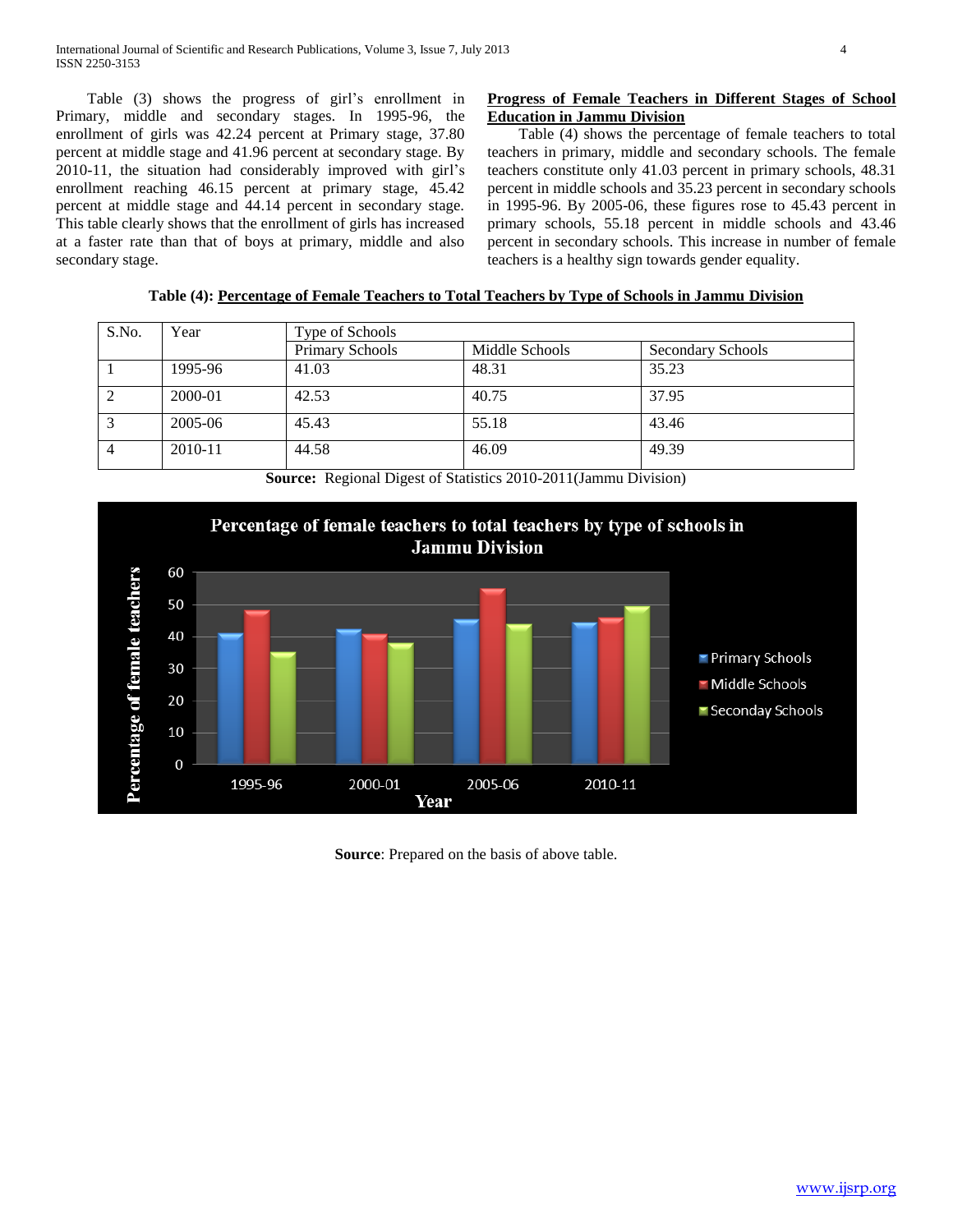Table (3) shows the progress of girl's enrollment in Primary, middle and secondary stages. In 1995-96, the enrollment of girls was 42.24 percent at Primary stage, 37.80 percent at middle stage and 41.96 percent at secondary stage. By 2010-11, the situation had considerably improved with girl's enrollment reaching 46.15 percent at primary stage, 45.42 percent at middle stage and 44.14 percent in secondary stage. This table clearly shows that the enrollment of girls has increased at a faster rate than that of boys at primary, middle and also secondary stage.

**Progress of Female Teachers in Different Stages of School Education in Jammu Division**

Table (4) shows the percentage of female teachers to total teachers in primary, middle and secondary schools. The female teachers constitute only 41.03 percent in primary schools, 48.31 percent in middle schools and 35.23 percent in secondary schools in 1995-96. By 2005-06, these figures rose to 45.43 percent in primary schools, 55.18 percent in middle schools and 43.46 percent in secondary schools. This increase in number of female teachers is a healthy sign towards gender equality.

**Table (4): Percentage of Female Teachers to Total Teachers by Type of Schools in Jammu Division**

| S.No. | Year | Type of Schools | | |
|---|---|---|---|---|
| | | Primary Schools | Middle Schools | Secondary Schools |
| 1 | 1995-96 | 41.03 | 48.31 | 35.23 |
| 2 | 2000-01 | 42.53 | 40.75 | 37.95 |
| 3 | 2005-06 | 45.43 | 55.18 | 43.46 |
| 4 | 2010-11 | 44.58 | 46.09 | 49.39 |

**Source:** Regional Digest of Statistics 2010-2011(Jammu Division)

**Source**: Prepared on the basis of above table.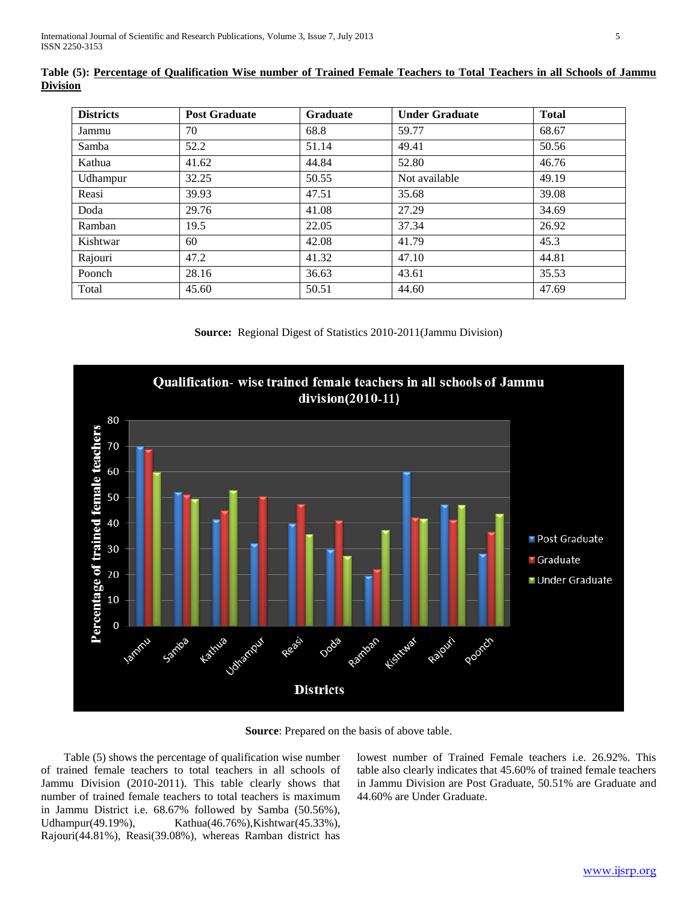**Table (5): Percentage of Qualification Wise number of Trained Female Teachers to Total Teachers in all Schools of Jammu Division**

| Districts | Post Graduate | Graduate | Under Graduate | Total |
|---|---|---|---|---|
| Jammu | 70 | 68.8 | 59.77 | 68.67 |
| Samba | 52.2 | 51.14 | 49.41 | 50.56 |
| Kathua | 41.62 | 44.84 | 52.80 | 46.76 |
| Udhampur | 32.25 | 50.55 | Not available | 49.19 |
| Reasi | 39.93 | 47.51 | 35.68 | 39.08 |
| Doda | 29.76 | 41.08 | 27.29 | 34.69 |
| Ramban | 19.5 | 22.05 | 37.34 | 26.92 |
| Kishtwar | 60 | 42.08 | 41.79 | 45.3 |
| Rajouri | 47.2 | 41.32 | 47.10 | 44.81 |
| Poonch | 28.16 | 36.63 | 43.61 | 35.53 |
| Total | 45.60 | 50.51 | 44.60 | 47.69 |

**Source:** Regional Digest of Statistics 2010-2011(Jammu Division)

**Source**: Prepared on the basis of above table.

Table (5) shows the percentage of qualification wise number of trained female teachers to total teachers in all schools of Jammu Division (2010-2011). This table clearly shows that number of trained female teachers to total teachers is maximum in Jammu District i.e. 68.67% followed by Samba (50.56%), Udhampur(49.19%), Kathua(46.76%),Kishtwar(45.33%), Rajouri(44.81%), Reasi(39.08%), whereas Ramban district has lowest number of Trained Female teachers i.e. 26.92%. This table also clearly indicates that 45.60% of trained female teachers in Jammu Division are Post Graduate, 50.51% are Graduate and 44.60% are Under Graduate.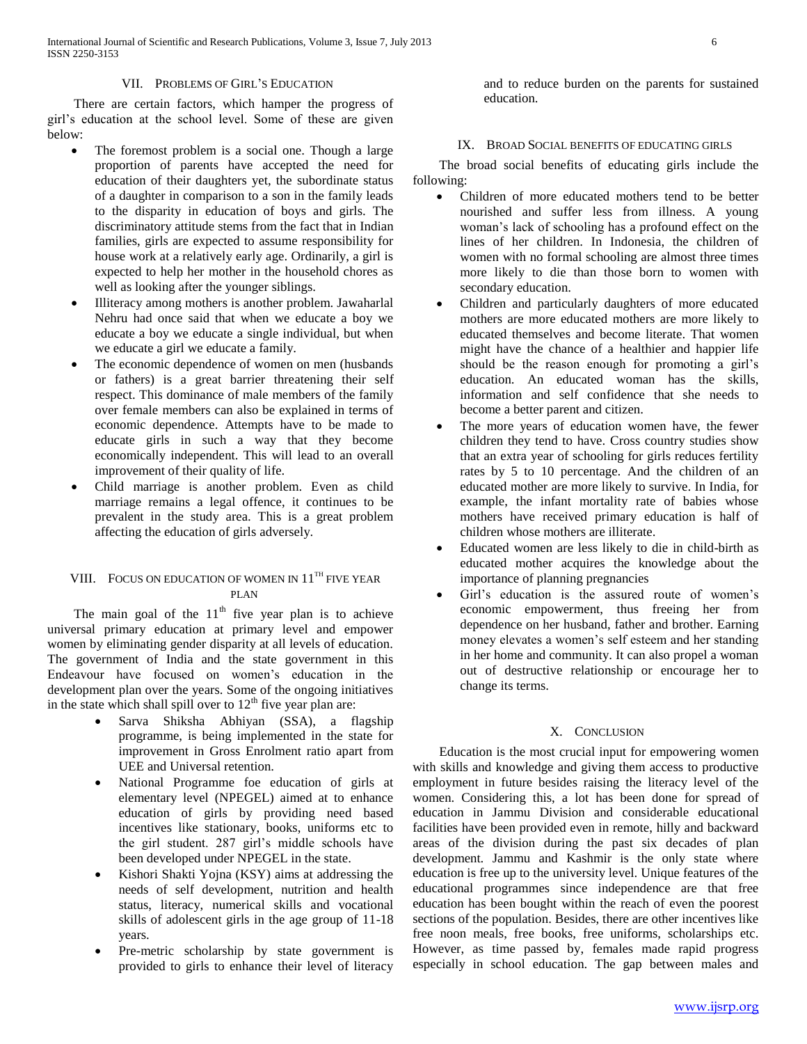## VII. PROBLEMS OF GIRL'S EDUCATION

There are certain factors, which hamper the progress of girl's education at the school level. Some of these are given below:

- The foremost problem is a social one. Though a large proportion of parents have accepted the need for education of their daughters yet, the subordinate status of a daughter in comparison to a son in the family leads to the disparity in education of boys and girls. The discriminatory attitude stems from the fact that in Indian families, girls are expected to assume responsibility for house work at a relatively early age. Ordinarily, a girl is expected to help her mother in the household chores as well as looking after the younger siblings.
- Illiteracy among mothers is another problem. Jawaharlal Nehru had once said that when we educate a boy we educate a boy we educate a single individual, but when we educate a girl we educate a family.
- The economic dependence of women on men (husbands or fathers) is a great barrier threatening their self respect. This dominance of male members of the family over female members can also be explained in terms of economic dependence. Attempts have to be made to educate girls in such a way that they become economically independent. This will lead to an overall improvement of their quality of life.
- Child marriage is another problem. Even as child marriage remains a legal offence, it continues to be prevalent in the study area. This is a great problem affecting the education of girls adversely.

## VIII. FOCUS ON EDUCATION OF WOMEN IN 11TH FIVE YEAR PLAN

The main goal of the 11th five year plan is to achieve universal primary education at primary level and empower women by eliminating gender disparity at all levels of education. The government of India and the state government in this Endeavour have focused on women's education in the development plan over the years. Some of the ongoing initiatives in the state which shall spill over to 12th five year plan are:

- Sarva Shiksha Abhiyan (SSA), a flagship programme, is being implemented in the state for improvement in Gross Enrolment ratio apart from UEE and Universal retention.
- National Programme foe education of girls at elementary level (NPEGEL) aimed at to enhance education of girls by providing need based incentives like stationary, books, uniforms etc to the girl student. 287 girl's middle schools have been developed under NPEGEL in the state.
- Kishori Shakti Yojna (KSY) aims at addressing the needs of self development, nutrition and health status, literacy, numerical skills and vocational skills of adolescent girls in the age group of 11-18 years.
- Pre-metric scholarship by state government is provided to girls to enhance their level of literacy and to reduce burden on the parents for sustained education.

## IX. BROAD SOCIAL BENEFITS OF EDUCATING GIRLS

The broad social benefits of educating girls include the following:

- Children of more educated mothers tend to be better nourished and suffer less from illness. A young woman's lack of schooling has a profound effect on the lines of her children. In Indonesia, the children of women with no formal schooling are almost three times more likely to die than those born to women with secondary education.
- Children and particularly daughters of more educated mothers are more educated mothers are more likely to educated themselves and become literate. That women might have the chance of a healthier and happier life should be the reason enough for promoting a girl's education. An educated woman has the skills, information and self confidence that she needs to become a better parent and citizen.
- The more years of education women have, the fewer children they tend to have. Cross country studies show that an extra year of schooling for girls reduces fertility rates by 5 to 10 percentage. And the children of an educated mother are more likely to survive. In India, for example, the infant mortality rate of babies whose mothers have received primary education is half of children whose mothers are illiterate.
- Educated women are less likely to die in child-birth as educated mother acquires the knowledge about the importance of planning pregnancies
- Girl's education is the assured route of women's economic empowerment, thus freeing her from dependence on her husband, father and brother. Earning money elevates a women's self esteem and her standing in her home and community. It can also propel a woman out of destructive relationship or encourage her to change its terms.

## X. CONCLUSION

Education is the most crucial input for empowering women with skills and knowledge and giving them access to productive employment in future besides raising the literacy level of the women. Considering this, a lot has been done for spread of education in Jammu Division and considerable educational facilities have been provided even in remote, hilly and backward areas of the division during the past six decades of plan development. Jammu and Kashmir is the only state where education is free up to the university level. Unique features of the educational programmes since independence are that free education has been bought within the reach of even the poorest sections of the population. Besides, there are other incentives like free noon meals, free books, free uniforms, scholarships etc. However, as time passed by, females made rapid progress especially in school education. The gap between males and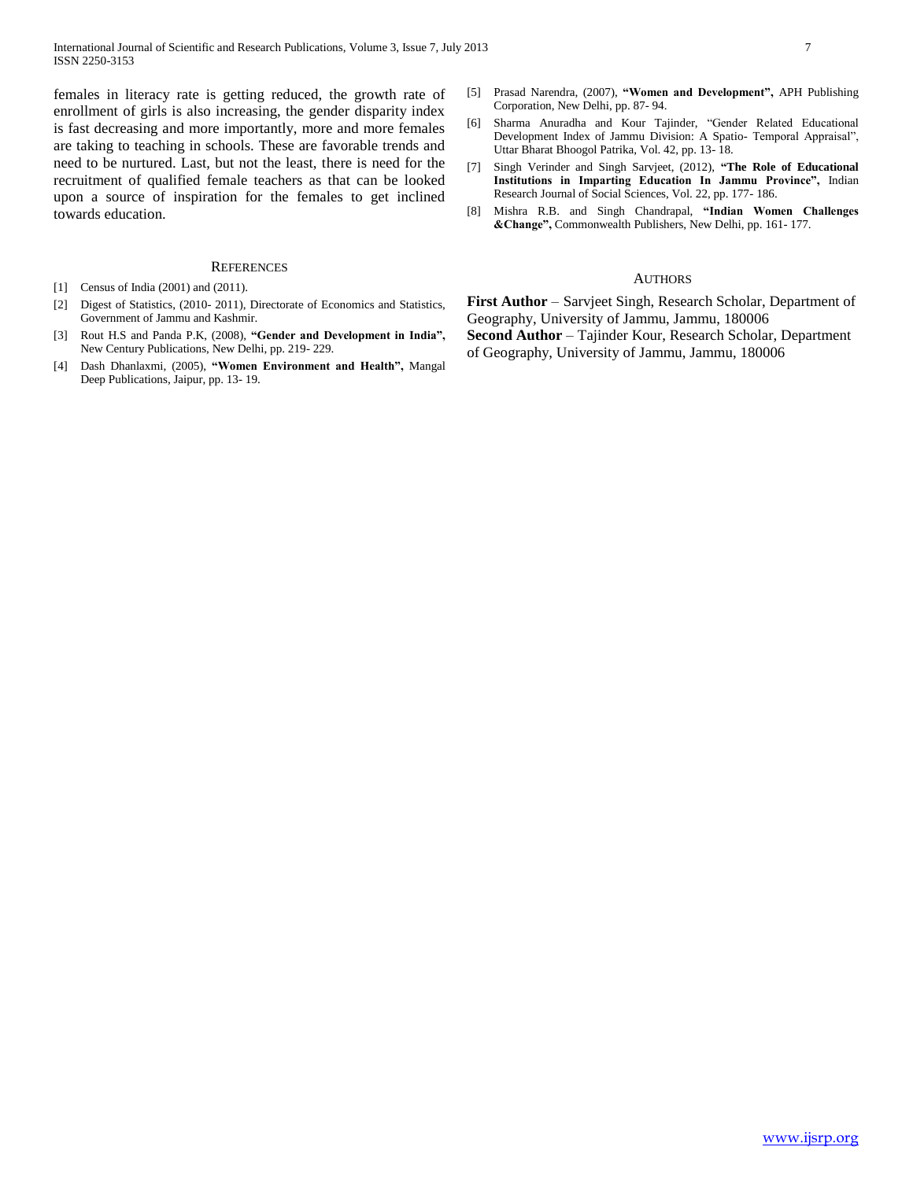females in literacy rate is getting reduced, the growth rate of enrollment of girls is also increasing, the gender disparity index is fast decreasing and more importantly, more and more females are taking to teaching in schools. These are favorable trends and need to be nurtured. Last, but not the least, there is need for the recruitment of qualified female teachers as that can be looked upon a source of inspiration for the females to get inclined towards education.

## References

[1] Census of India (2001) and (2011).

[2] Digest of Statistics, (2010- 2011), Directorate of Economics and Statistics, Government of Jammu and Kashmir.

[3] Rout H.S and Panda P.K, (2008), **"Gender and Development in India",** New Century Publications, New Delhi, pp. 219- 229.

[4] Dash Dhanlaxmi, (2005), **"Women Environment and Health",** Mangal Deep Publications, Jaipur, pp. 13- 19.

[5] Prasad Narendra, (2007), **"Women and Development",** APH Publishing Corporation, New Delhi, pp. 87- 94.

[6] Sharma Anuradha and Kour Tajinder, "Gender Related Educational Development Index of Jammu Division: A Spatio- Temporal Appraisal", Uttar Bharat Bhoogol Patrika, Vol. 42, pp. 13- 18.

[7] Singh Verinder and Singh Sarvjeet, (2012), **"The Role of Educational Institutions in Imparting Education In Jammu Province",** Indian Research Journal of Social Sciences, Vol. 22, pp. 177- 186.

[8] Mishra R.B. and Singh Chandrapal, **"Indian Women Challenges &Change",** Commonwealth Publishers, New Delhi, pp. 161- 177.

## Authors

**First Author** – Sarvjeet Singh, Research Scholar, Department of Geography, University of Jammu, Jammu, 180006

**Second Author** – Tajinder Kour, Research Scholar, Department of Geography, University of Jammu, Jammu, 180006